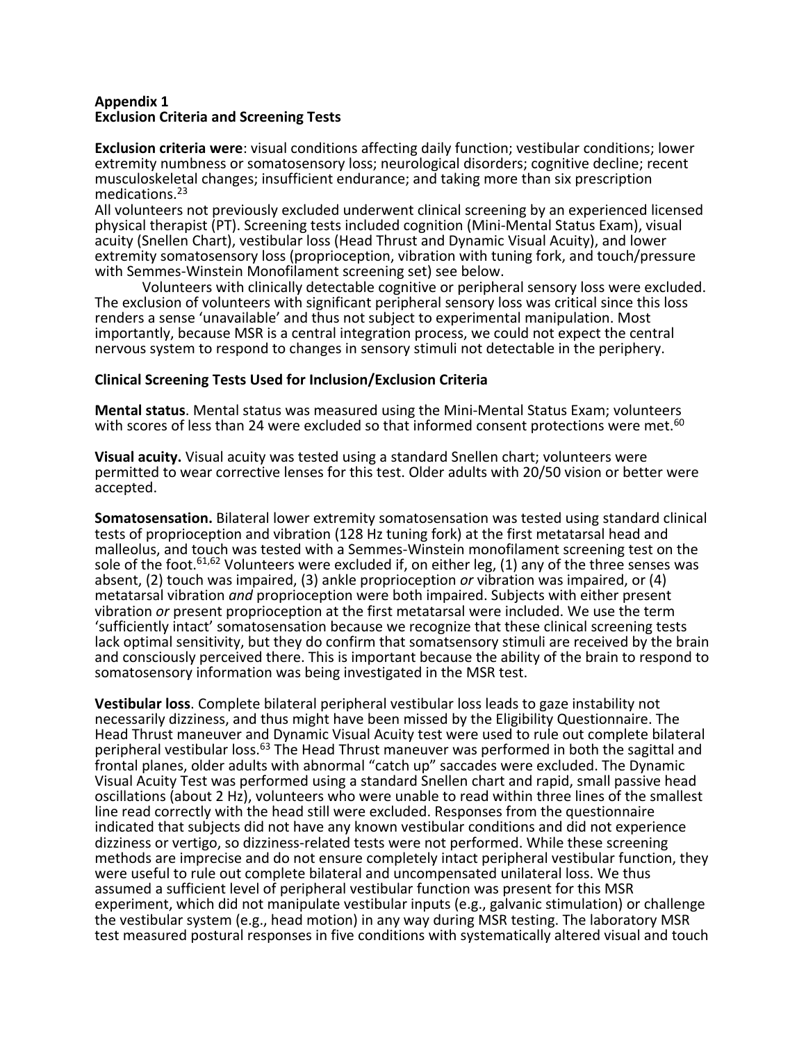## Appendix 1
## Exclusion Criteria and Screening Tests

**Exclusion criteria were**: visual conditions affecting daily function; vestibular conditions; lower extremity numbness or somatosensory loss; neurological disorders; cognitive decline; recent musculoskeletal changes; insufficient endurance; and taking more than six prescription medications.[23]

All volunteers not previously excluded underwent clinical screening by an experienced licensed physical therapist (PT). Screening tests included cognition (Mini-Mental Status Exam), visual acuity (Snellen Chart), vestibular loss (Head Thrust and Dynamic Visual Acuity), and lower extremity somatosensory loss (proprioception, vibration with tuning fork, and touch/pressure with Semmes-Winstein Monofilament screening set) see below.

Volunteers with clinically detectable cognitive or peripheral sensory loss were excluded. The exclusion of volunteers with significant peripheral sensory loss was critical since this loss renders a sense 'unavailable' and thus not subject to experimental manipulation. Most importantly, because MSR is a central integration process, we could not expect the central nervous system to respond to changes in sensory stimuli not detectable in the periphery.

### Clinical Screening Tests Used for Inclusion/Exclusion Criteria

**Mental status**. Mental status was measured using the Mini-Mental Status Exam; volunteers with scores of less than 24 were excluded so that informed consent protections were met.[60]

**Visual acuity.** Visual acuity was tested using a standard Snellen chart; volunteers were permitted to wear corrective lenses for this test. Older adults with 20/50 vision or better were accepted.

**Somatosensation.** Bilateral lower extremity somatosensation was tested using standard clinical tests of proprioception and vibration (128 Hz tuning fork) at the first metatarsal head and malleolus, and touch was tested with a Semmes-Winstein monofilament screening test on the sole of the foot.[61,62] Volunteers were excluded if, on either leg, (1) any of the three senses was absent, (2) touch was impaired, (3) ankle proprioception *or* vibration was impaired, or (4) metatarsal vibration *and* proprioception were both impaired. Subjects with either present vibration *or* present proprioception at the first metatarsal were included. We use the term 'sufficiently intact' somatosensation because we recognize that these clinical screening tests lack optimal sensitivity, but they do confirm that somatsensory stimuli are received by the brain and consciously perceived there. This is important because the ability of the brain to respond to somatosensory information was being investigated in the MSR test.

**Vestibular loss**. Complete bilateral peripheral vestibular loss leads to gaze instability not necessarily dizziness, and thus might have been missed by the Eligibility Questionnaire. The Head Thrust maneuver and Dynamic Visual Acuity test were used to rule out complete bilateral peripheral vestibular loss.[63] The Head Thrust maneuver was performed in both the sagittal and frontal planes, older adults with abnormal "catch up" saccades were excluded. The Dynamic Visual Acuity Test was performed using a standard Snellen chart and rapid, small passive head oscillations (about 2 Hz), volunteers who were unable to read within three lines of the smallest line read correctly with the head still were excluded. Responses from the questionnaire indicated that subjects did not have any known vestibular conditions and did not experience dizziness or vertigo, so dizziness-related tests were not performed. While these screening methods are imprecise and do not ensure completely intact peripheral vestibular function, they were useful to rule out complete bilateral and uncompensated unilateral loss. We thus assumed a sufficient level of peripheral vestibular function was present for this MSR experiment, which did not manipulate vestibular inputs (e.g., galvanic stimulation) or challenge the vestibular system (e.g., head motion) in any way during MSR testing. The laboratory MSR test measured postural responses in five conditions with systematically altered visual and touch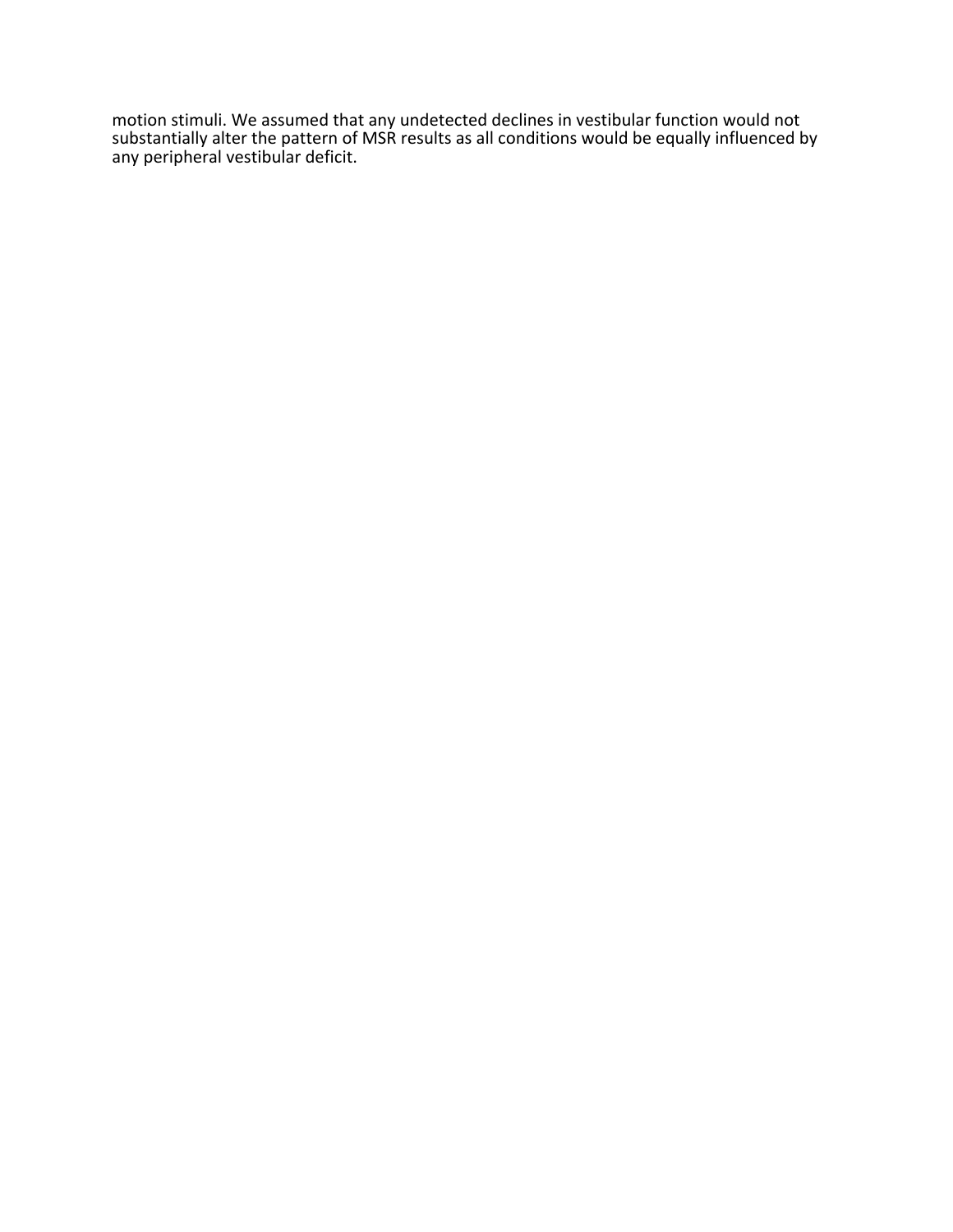motion stimuli. We assumed that any undetected declines in vestibular function would not substantially alter the pattern of MSR results as all conditions would be equally influenced by any peripheral vestibular deficit.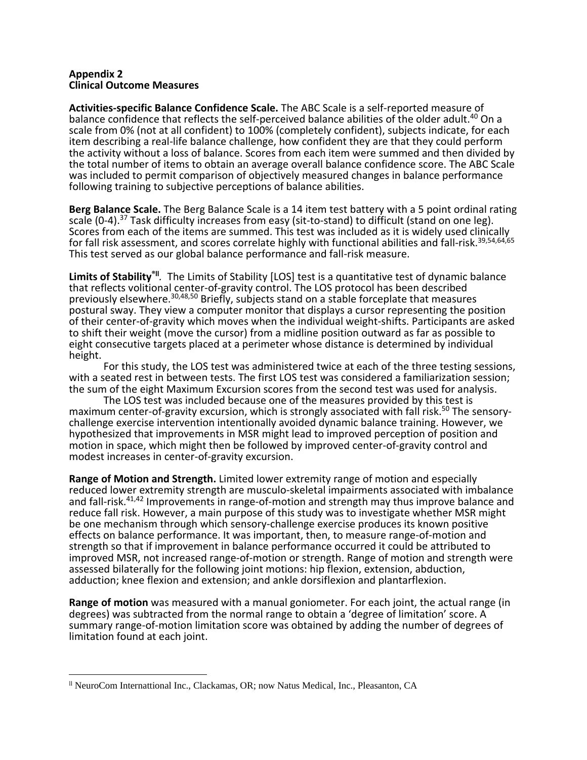**Appendix 2**
**Clinical Outcome Measures**

**Activities-specific Balance Confidence Scale.** The ABC Scale is a self-reported measure of balance confidence that reflects the self-perceived balance abilities of the older adult.[40] On a scale from 0% (not at all confident) to 100% (completely confident), subjects indicate, for each item describing a real-life balance challenge, how confident they are that they could perform the activity without a loss of balance. Scores from each item were summed and then divided by the total number of items to obtain an average overall balance confidence score. The ABC Scale was included to permit comparison of objectively measured changes in balance performance following training to subjective perceptions of balance abilities.

**Berg Balance Scale.** The Berg Balance Scale is a 14 item test battery with a 5 point ordinal rating scale (0-4).[37] Task difficulty increases from easy (sit-to-stand) to difficult (stand on one leg). Scores from each of the items are summed. This test was included as it is widely used clinically for fall risk assessment, and scores correlate highly with functional abilities and fall-risk.[39,54,64,65] This test served as our global balance performance and fall-risk measure.

**Limits of Stability®[ll].** The Limits of Stability [LOS] test is a quantitative test of dynamic balance that reflects volitional center-of-gravity control. The LOS protocol has been described previously elsewhere.[30,48,50] Briefly, subjects stand on a stable forceplate that measures postural sway. They view a computer monitor that displays a cursor representing the position of their center-of-gravity which moves when the individual weight-shifts. Participants are asked to shift their weight (move the cursor) from a midline position outward as far as possible to eight consecutive targets placed at a perimeter whose distance is determined by individual height.

For this study, the LOS test was administered twice at each of the three testing sessions, with a seated rest in between tests. The first LOS test was considered a familiarization session; the sum of the eight Maximum Excursion scores from the second test was used for analysis.

The LOS test was included because one of the measures provided by this test is maximum center-of-gravity excursion, which is strongly associated with fall risk.[50] The sensory-challenge exercise intervention intentionally avoided dynamic balance training. However, we hypothesized that improvements in MSR might lead to improved perception of position and motion in space, which might then be followed by improved center-of-gravity control and modest increases in center-of-gravity excursion.

**Range of Motion and Strength.** Limited lower extremity range of motion and especially reduced lower extremity strength are musculo-skeletal impairments associated with imbalance and fall-risk.[41,42] Improvements in range-of-motion and strength may thus improve balance and reduce fall risk. However, a main purpose of this study was to investigate whether MSR might be one mechanism through which sensory-challenge exercise produces its known positive effects on balance performance. It was important, then, to measure range-of-motion and strength so that if improvement in balance performance occurred it could be attributed to improved MSR, not increased range-of-motion or strength. Range of motion and strength were assessed bilaterally for the following joint motions: hip flexion, extension, abduction, adduction; knee flexion and extension; and ankle dorsiflexion and plantarflexion.

**Range of motion** was measured with a manual goniometer. For each joint, the actual range (in degrees) was subtracted from the normal range to obtain a 'degree of limitation' score. A summary range-of-motion limitation score was obtained by adding the number of degrees of limitation found at each joint.

---

[ll] NeuroCom Internattional Inc., Clackamas, OR; now Natus Medical, Inc., Pleasanton, CA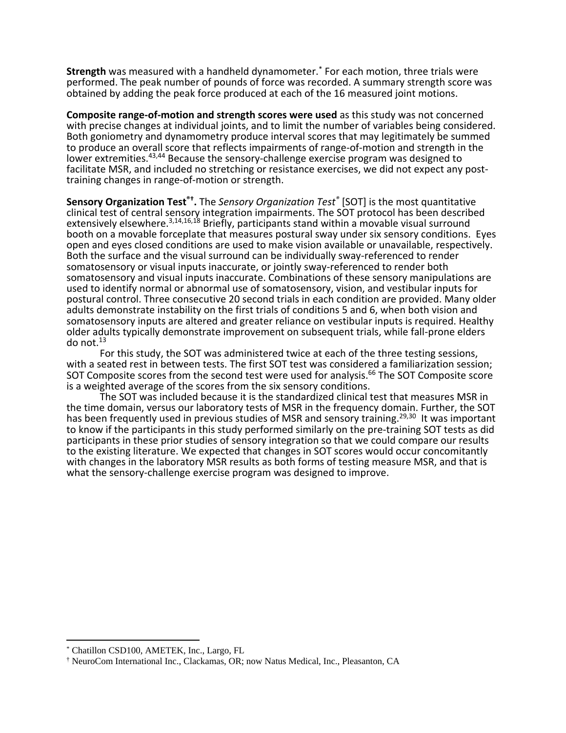**Strength** was measured with a handheld dynamometer.[*] For each motion, three trials were performed. The peak number of pounds of force was recorded. A summary strength score was obtained by adding the peak force produced at each of the 16 measured joint motions.

**Composite range-of-motion and strength scores were used** as this study was not concerned with precise changes at individual joints, and to limit the number of variables being considered. Both goniometry and dynamometry produce interval scores that may legitimately be summed to produce an overall score that reflects impairments of range-of-motion and strength in the lower extremities.[43,44] Because the sensory-challenge exercise program was designed to facilitate MSR, and included no stretching or resistance exercises, we did not expect any post-training changes in range-of-motion or strength.

**Sensory Organization Test®[†].** The *Sensory Organization Test®* [SOT] is the most quantitative clinical test of central sensory integration impairments. The SOT protocol has been described extensively elsewhere.[3,14,16,18] Briefly, participants stand within a movable visual surround booth on a movable forceplate that measures postural sway under six sensory conditions. Eyes open and eyes closed conditions are used to make vision available or unavailable, respectively. Both the surface and the visual surround can be individually sway-referenced to render somatosensory or visual inputs inaccurate, or jointly sway-referenced to render both somatosensory and visual inputs inaccurate. Combinations of these sensory manipulations are used to identify normal or abnormal use of somatosensory, vision, and vestibular inputs for postural control. Three consecutive 20 second trials in each condition are provided. Many older adults demonstrate instability on the first trials of conditions 5 and 6, when both vision and somatosensory inputs are altered and greater reliance on vestibular inputs is required. Healthy older adults typically demonstrate improvement on subsequent trials, while fall-prone elders do not.[13]

For this study, the SOT was administered twice at each of the three testing sessions, with a seated rest in between tests. The first SOT test was considered a familiarization session; SOT Composite scores from the second test were used for analysis.[66] The SOT Composite score is a weighted average of the scores from the six sensory conditions.

The SOT was included because it is the standardized clinical test that measures MSR in the time domain, versus our laboratory tests of MSR in the frequency domain. Further, the SOT has been frequently used in previous studies of MSR and sensory training.[29,30] It was important to know if the participants in this study performed similarly on the pre-training SOT tests as did participants in these prior studies of sensory integration so that we could compare our results to the existing literature. We expected that changes in SOT scores would occur concomitantly with changes in the laboratory MSR results as both forms of testing measure MSR, and that is what the sensory-challenge exercise program was designed to improve.

---

[*] Chatillon CSD100, AMETEK, Inc., Largo, FL

[†] NeuroCom International Inc., Clackamas, OR; now Natus Medical, Inc., Pleasanton, CA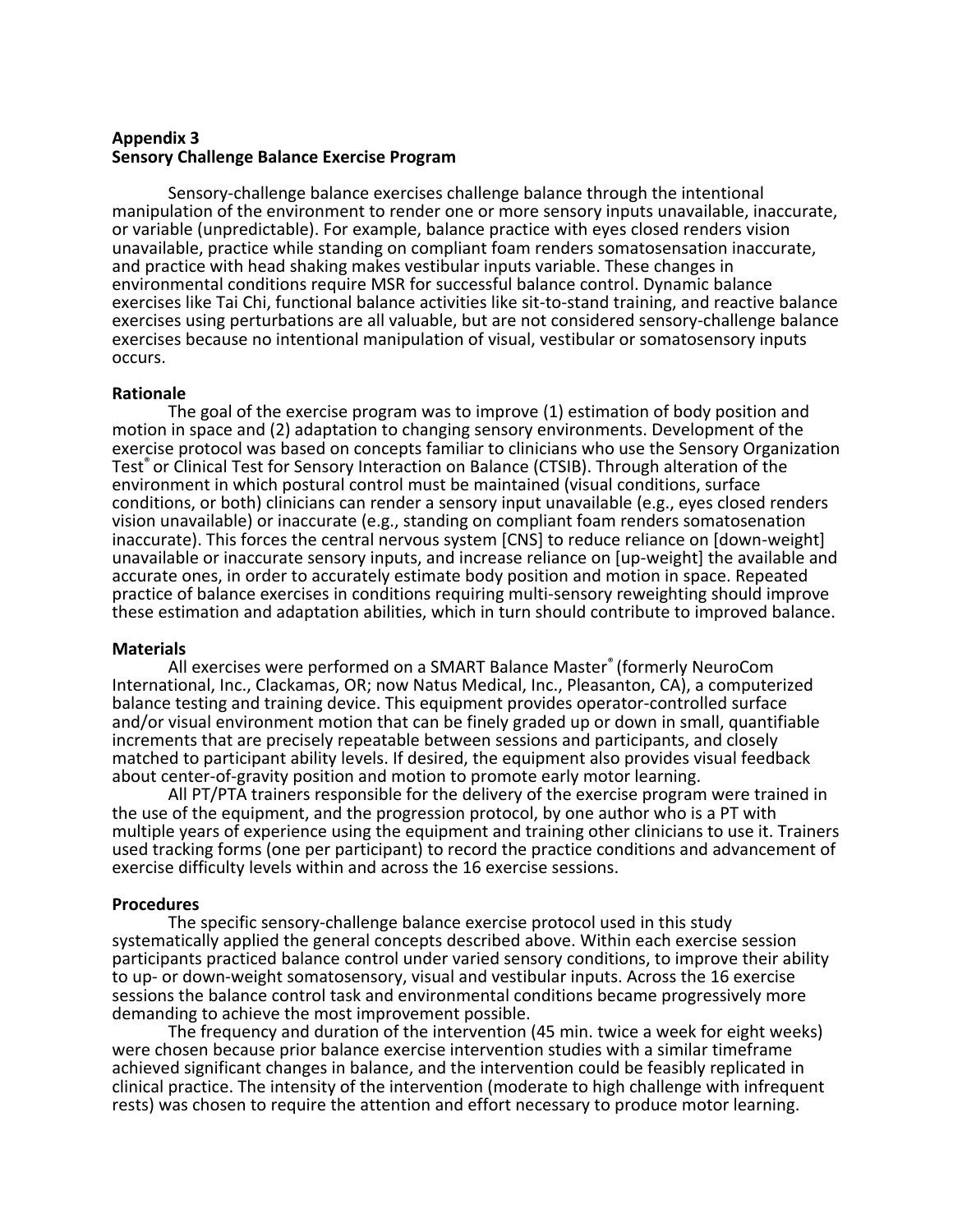**Appendix 3**
**Sensory Challenge Balance Exercise Program**

Sensory-challenge balance exercises challenge balance through the intentional manipulation of the environment to render one or more sensory inputs unavailable, inaccurate, or variable (unpredictable). For example, balance practice with eyes closed renders vision unavailable, practice while standing on compliant foam renders somatosensation inaccurate, and practice with head shaking makes vestibular inputs variable. These changes in environmental conditions require MSR for successful balance control. Dynamic balance exercises like Tai Chi, functional balance activities like sit-to-stand training, and reactive balance exercises using perturbations are all valuable, but are not considered sensory-challenge balance exercises because no intentional manipulation of visual, vestibular or somatosensory inputs occurs.

**Rationale**

The goal of the exercise program was to improve (1) estimation of body position and motion in space and (2) adaptation to changing sensory environments. Development of the exercise protocol was based on concepts familiar to clinicians who use the Sensory Organization Test® or Clinical Test for Sensory Interaction on Balance (CTSIB). Through alteration of the environment in which postural control must be maintained (visual conditions, surface conditions, or both) clinicians can render a sensory input unavailable (e.g., eyes closed renders vision unavailable) or inaccurate (e.g., standing on compliant foam renders somatosenation inaccurate). This forces the central nervous system [CNS] to reduce reliance on [down-weight] unavailable or inaccurate sensory inputs, and increase reliance on [up-weight] the available and accurate ones, in order to accurately estimate body position and motion in space. Repeated practice of balance exercises in conditions requiring multi-sensory reweighting should improve these estimation and adaptation abilities, which in turn should contribute to improved balance.

**Materials**

All exercises were performed on a SMART Balance Master® (formerly NeuroCom International, Inc., Clackamas, OR; now Natus Medical, Inc., Pleasanton, CA), a computerized balance testing and training device. This equipment provides operator-controlled surface and/or visual environment motion that can be finely graded up or down in small, quantifiable increments that are precisely repeatable between sessions and participants, and closely matched to participant ability levels. If desired, the equipment also provides visual feedback about center-of-gravity position and motion to promote early motor learning.

All PT/PTA trainers responsible for the delivery of the exercise program were trained in the use of the equipment, and the progression protocol, by one author who is a PT with multiple years of experience using the equipment and training other clinicians to use it. Trainers used tracking forms (one per participant) to record the practice conditions and advancement of exercise difficulty levels within and across the 16 exercise sessions.

**Procedures**

The specific sensory-challenge balance exercise protocol used in this study systematically applied the general concepts described above. Within each exercise session participants practiced balance control under varied sensory conditions, to improve their ability to up- or down-weight somatosensory, visual and vestibular inputs. Across the 16 exercise sessions the balance control task and environmental conditions became progressively more demanding to achieve the most improvement possible.

The frequency and duration of the intervention (45 min. twice a week for eight weeks) were chosen because prior balance exercise intervention studies with a similar timeframe achieved significant changes in balance, and the intervention could be feasibly replicated in clinical practice. The intensity of the intervention (moderate to high challenge with infrequent rests) was chosen to require the attention and effort necessary to produce motor learning.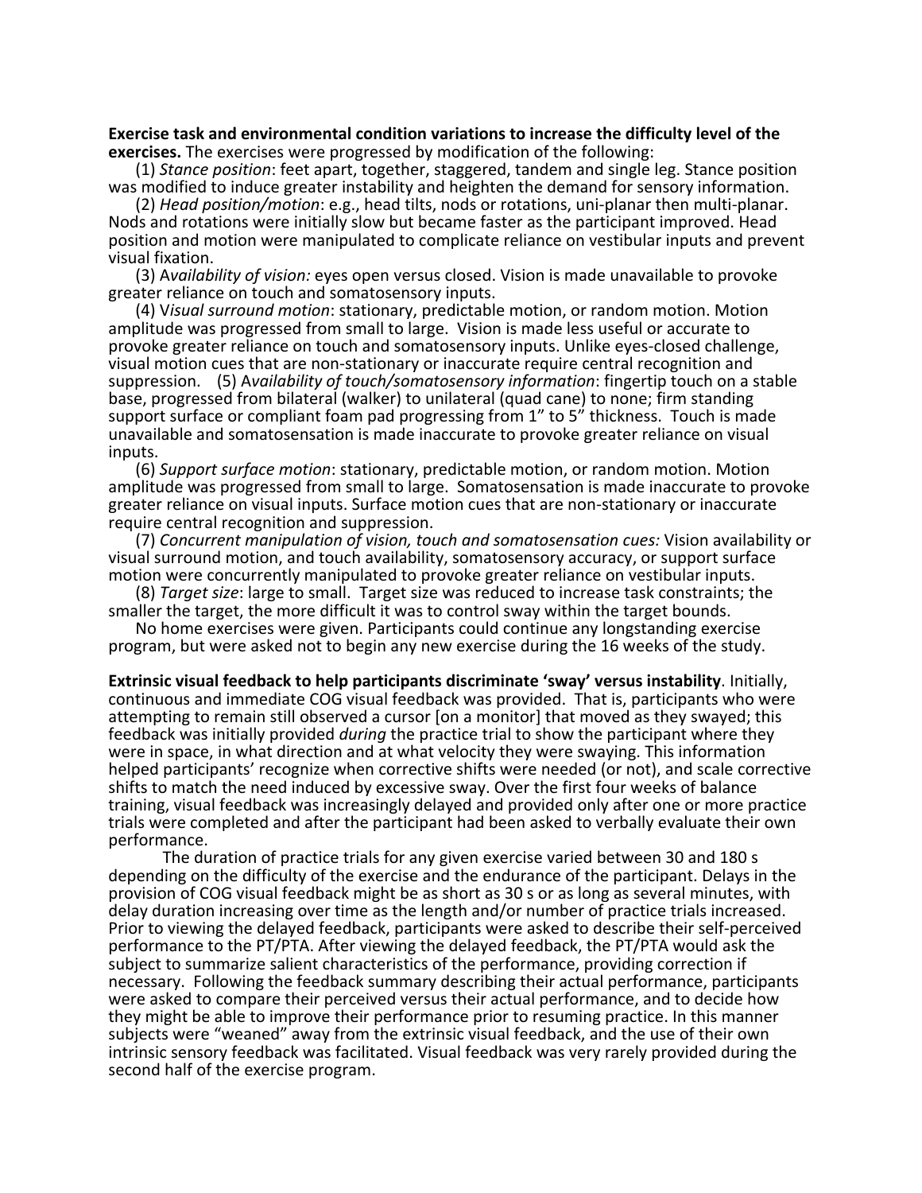**Exercise task and environmental condition variations to increase the difficulty level of the exercises.** The exercises were progressed by modification of the following:

(1) *Stance position*: feet apart, together, staggered, tandem and single leg. Stance position was modified to induce greater instability and heighten the demand for sensory information.

(2) *Head position/motion*: e.g., head tilts, nods or rotations, uni-planar then multi-planar. Nods and rotations were initially slow but became faster as the participant improved. Head position and motion were manipulated to complicate reliance on vestibular inputs and prevent visual fixation.

(3) A*vailability of vision:* eyes open versus closed. Vision is made unavailable to provoke greater reliance on touch and somatosensory inputs.

(4) V*isual surround motion*: stationary, predictable motion, or random motion. Motion amplitude was progressed from small to large. Vision is made less useful or accurate to provoke greater reliance on touch and somatosensory inputs. Unlike eyes-closed challenge, visual motion cues that are non-stationary or inaccurate require central recognition and suppression. (5) A*vailability of touch/somatosensory information*: fingertip touch on a stable base, progressed from bilateral (walker) to unilateral (quad cane) to none; firm standing support surface or compliant foam pad progressing from 1" to 5" thickness. Touch is made unavailable and somatosensation is made inaccurate to provoke greater reliance on visual inputs.

(6) *Support surface motion*: stationary, predictable motion, or random motion. Motion amplitude was progressed from small to large. Somatosensation is made inaccurate to provoke greater reliance on visual inputs. Surface motion cues that are non-stationary or inaccurate require central recognition and suppression.

(7) *Concurrent manipulation of vision, touch and somatosensation cues:* Vision availability or visual surround motion, and touch availability, somatosensory accuracy, or support surface motion were concurrently manipulated to provoke greater reliance on vestibular inputs.

(8) *Target size*: large to small. Target size was reduced to increase task constraints; the smaller the target, the more difficult it was to control sway within the target bounds.

No home exercises were given. Participants could continue any longstanding exercise program, but were asked not to begin any new exercise during the 16 weeks of the study.

**Extrinsic visual feedback to help participants discriminate 'sway' versus instability**. Initially, continuous and immediate COG visual feedback was provided. That is, participants who were attempting to remain still observed a cursor [on a monitor] that moved as they swayed; this feedback was initially provided *during* the practice trial to show the participant where they were in space, in what direction and at what velocity they were swaying. This information helped participants' recognize when corrective shifts were needed (or not), and scale corrective shifts to match the need induced by excessive sway. Over the first four weeks of balance training, visual feedback was increasingly delayed and provided only after one or more practice trials were completed and after the participant had been asked to verbally evaluate their own performance.

The duration of practice trials for any given exercise varied between 30 and 180 s depending on the difficulty of the exercise and the endurance of the participant. Delays in the provision of COG visual feedback might be as short as 30 s or as long as several minutes, with delay duration increasing over time as the length and/or number of practice trials increased. Prior to viewing the delayed feedback, participants were asked to describe their self-perceived performance to the PT/PTA. After viewing the delayed feedback, the PT/PTA would ask the subject to summarize salient characteristics of the performance, providing correction if necessary. Following the feedback summary describing their actual performance, participants were asked to compare their perceived versus their actual performance, and to decide how they might be able to improve their performance prior to resuming practice. In this manner subjects were "weaned" away from the extrinsic visual feedback, and the use of their own intrinsic sensory feedback was facilitated. Visual feedback was very rarely provided during the second half of the exercise program.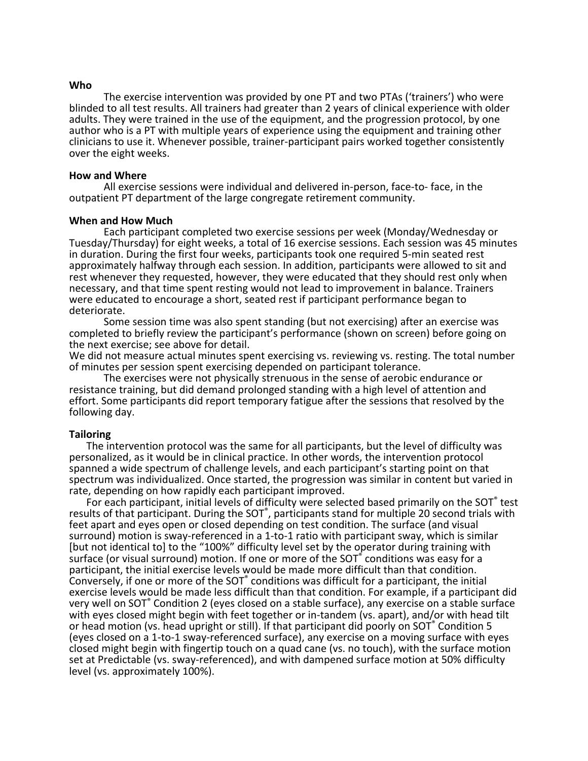**Who**

The exercise intervention was provided by one PT and two PTAs ('trainers') who were blinded to all test results. All trainers had greater than 2 years of clinical experience with older adults. They were trained in the use of the equipment, and the progression protocol, by one author who is a PT with multiple years of experience using the equipment and training other clinicians to use it. Whenever possible, trainer-participant pairs worked together consistently over the eight weeks.

**How and Where**

All exercise sessions were individual and delivered in-person, face-to- face, in the outpatient PT department of the large congregate retirement community.

**When and How Much**

Each participant completed two exercise sessions per week (Monday/Wednesday or Tuesday/Thursday) for eight weeks, a total of 16 exercise sessions. Each session was 45 minutes in duration. During the first four weeks, participants took one required 5-min seated rest approximately halfway through each session. In addition, participants were allowed to sit and rest whenever they requested, however, they were educated that they should rest only when necessary, and that time spent resting would not lead to improvement in balance. Trainers were educated to encourage a short, seated rest if participant performance began to deteriorate.

Some session time was also spent standing (but not exercising) after an exercise was completed to briefly review the participant's performance (shown on screen) before going on the next exercise; see above for detail.

We did not measure actual minutes spent exercising vs. reviewing vs. resting. The total number of minutes per session spent exercising depended on participant tolerance.

The exercises were not physically strenuous in the sense of aerobic endurance or resistance training, but did demand prolonged standing with a high level of attention and effort. Some participants did report temporary fatigue after the sessions that resolved by the following day.

**Tailoring**

The intervention protocol was the same for all participants, but the level of difficulty was personalized, as it would be in clinical practice. In other words, the intervention protocol spanned a wide spectrum of challenge levels, and each participant's starting point on that spectrum was individualized. Once started, the progression was similar in content but varied in rate, depending on how rapidly each participant improved.

For each participant, initial levels of difficulty were selected based primarily on the SOT® test results of that participant. During the SOT®, participants stand for multiple 20 second trials with feet apart and eyes open or closed depending on test condition. The surface (and visual surround) motion is sway-referenced in a 1-to-1 ratio with participant sway, which is similar [but not identical to] to the "100%" difficulty level set by the operator during training with surface (or visual surround) motion. If one or more of the SOT® conditions was easy for a participant, the initial exercise levels would be made more difficult than that condition. Conversely, if one or more of the SOT® conditions was difficult for a participant, the initial exercise levels would be made less difficult than that condition. For example, if a participant did very well on SOT® Condition 2 (eyes closed on a stable surface), any exercise on a stable surface with eyes closed might begin with feet together or in-tandem (vs. apart), and/or with head tilt or head motion (vs. head upright or still). If that participant did poorly on SOT® Condition 5 (eyes closed on a 1-to-1 sway-referenced surface), any exercise on a moving surface with eyes closed might begin with fingertip touch on a quad cane (vs. no touch), with the surface motion set at Predictable (vs. sway-referenced), and with dampened surface motion at 50% difficulty level (vs. approximately 100%).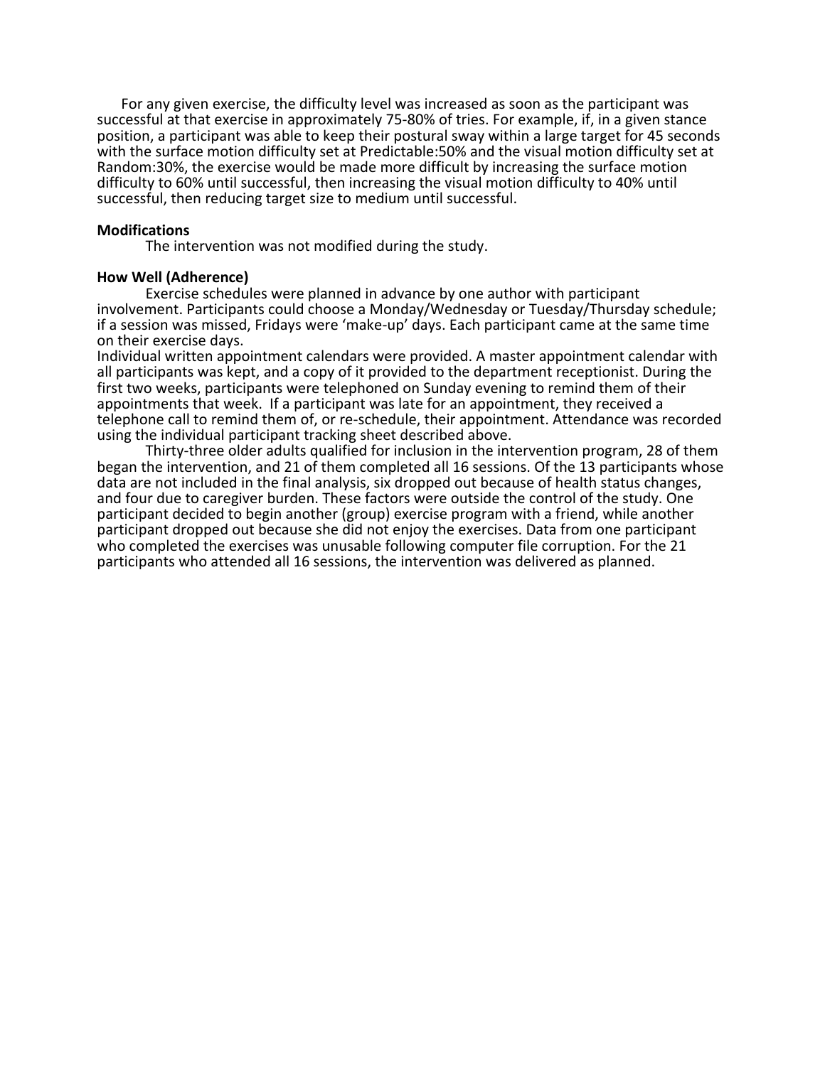For any given exercise, the difficulty level was increased as soon as the participant was successful at that exercise in approximately 75-80% of tries. For example, if, in a given stance position, a participant was able to keep their postural sway within a large target for 45 seconds with the surface motion difficulty set at Predictable:50% and the visual motion difficulty set at Random:30%, the exercise would be made more difficult by increasing the surface motion difficulty to 60% until successful, then increasing the visual motion difficulty to 40% until successful, then reducing target size to medium until successful.

**Modifications**

The intervention was not modified during the study.

**How Well (Adherence)**

Exercise schedules were planned in advance by one author with participant involvement. Participants could choose a Monday/Wednesday or Tuesday/Thursday schedule; if a session was missed, Fridays were 'make-up' days. Each participant came at the same time on their exercise days.

Individual written appointment calendars were provided. A master appointment calendar with all participants was kept, and a copy of it provided to the department receptionist. During the first two weeks, participants were telephoned on Sunday evening to remind them of their appointments that week. If a participant was late for an appointment, they received a telephone call to remind them of, or re-schedule, their appointment. Attendance was recorded using the individual participant tracking sheet described above.

Thirty-three older adults qualified for inclusion in the intervention program, 28 of them began the intervention, and 21 of them completed all 16 sessions. Of the 13 participants whose data are not included in the final analysis, six dropped out because of health status changes, and four due to caregiver burden. These factors were outside the control of the study. One participant decided to begin another (group) exercise program with a friend, while another participant dropped out because she did not enjoy the exercises. Data from one participant who completed the exercises was unusable following computer file corruption. For the 21 participants who attended all 16 sessions, the intervention was delivered as planned.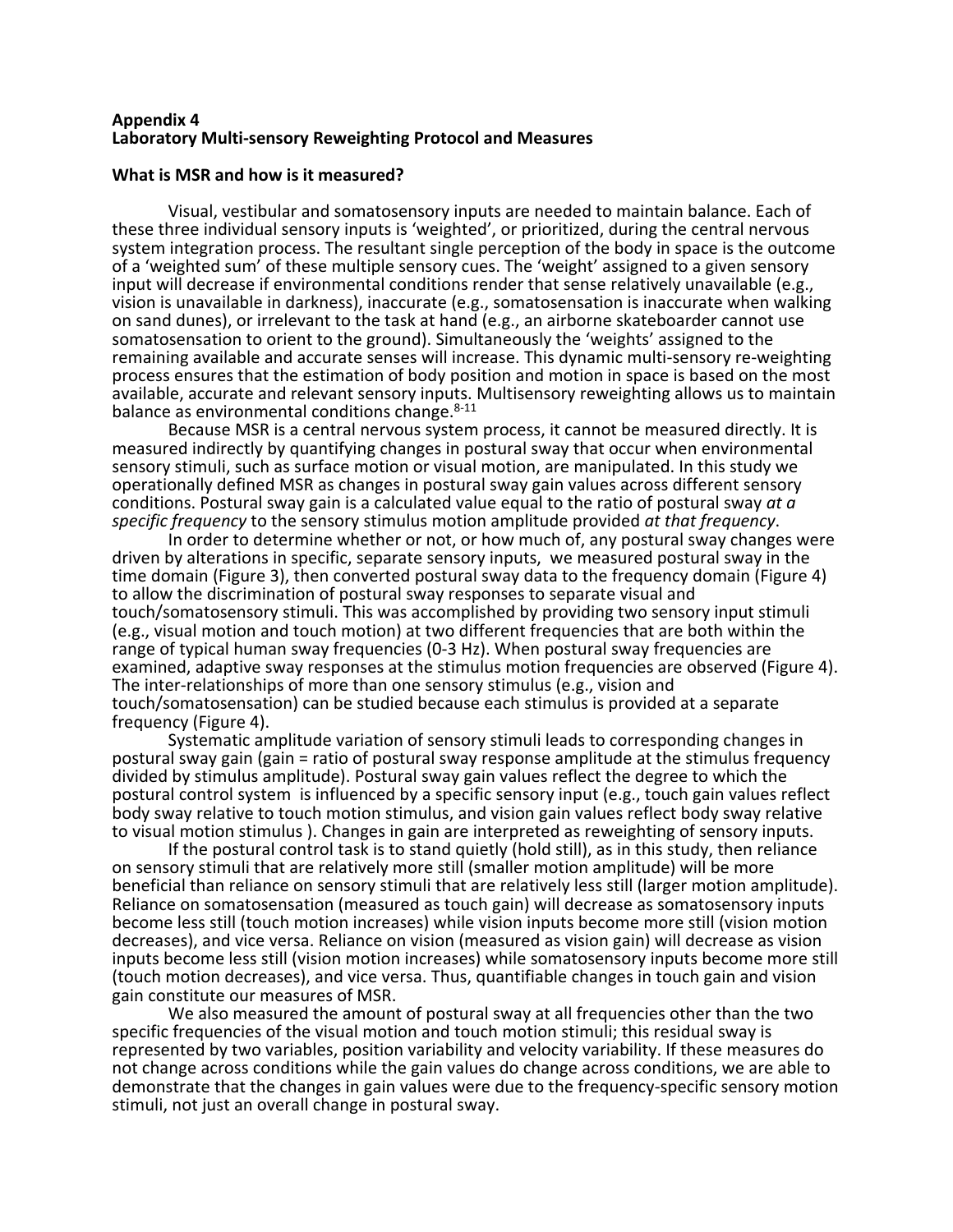**Appendix 4**
**Laboratory Multi-sensory Reweighting Protocol and Measures**

**What is MSR and how is it measured?**

Visual, vestibular and somatosensory inputs are needed to maintain balance. Each of these three individual sensory inputs is 'weighted', or prioritized, during the central nervous system integration process. The resultant single perception of the body in space is the outcome of a 'weighted sum' of these multiple sensory cues. The 'weight' assigned to a given sensory input will decrease if environmental conditions render that sense relatively unavailable (e.g., vision is unavailable in darkness), inaccurate (e.g., somatosensation is inaccurate when walking on sand dunes), or irrelevant to the task at hand (e.g., an airborne skateboarder cannot use somatosensation to orient to the ground). Simultaneously the 'weights' assigned to the remaining available and accurate senses will increase. This dynamic multi-sensory re-weighting process ensures that the estimation of body position and motion in space is based on the most available, accurate and relevant sensory inputs. Multisensory reweighting allows us to maintain balance as environmental conditions change.[8-11]

Because MSR is a central nervous system process, it cannot be measured directly. It is measured indirectly by quantifying changes in postural sway that occur when environmental sensory stimuli, such as surface motion or visual motion, are manipulated. In this study we operationally defined MSR as changes in postural sway gain values across different sensory conditions. Postural sway gain is a calculated value equal to the ratio of postural sway *at a specific frequency* to the sensory stimulus motion amplitude provided *at that frequency*.

In order to determine whether or not, or how much of, any postural sway changes were driven by alterations in specific, separate sensory inputs, we measured postural sway in the time domain (Figure 3), then converted postural sway data to the frequency domain (Figure 4) to allow the discrimination of postural sway responses to separate visual and touch/somatosensory stimuli. This was accomplished by providing two sensory input stimuli (e.g., visual motion and touch motion) at two different frequencies that are both within the range of typical human sway frequencies (0-3 Hz). When postural sway frequencies are examined, adaptive sway responses at the stimulus motion frequencies are observed (Figure 4). The inter-relationships of more than one sensory stimulus (e.g., vision and touch/somatosensation) can be studied because each stimulus is provided at a separate frequency (Figure 4).

Systematic amplitude variation of sensory stimuli leads to corresponding changes in postural sway gain (gain = ratio of postural sway response amplitude at the stimulus frequency divided by stimulus amplitude). Postural sway gain values reflect the degree to which the postural control system is influenced by a specific sensory input (e.g., touch gain values reflect body sway relative to touch motion stimulus, and vision gain values reflect body sway relative to visual motion stimulus ). Changes in gain are interpreted as reweighting of sensory inputs.

If the postural control task is to stand quietly (hold still), as in this study, then reliance on sensory stimuli that are relatively more still (smaller motion amplitude) will be more beneficial than reliance on sensory stimuli that are relatively less still (larger motion amplitude). Reliance on somatosensation (measured as touch gain) will decrease as somatosensory inputs become less still (touch motion increases) while vision inputs become more still (vision motion decreases), and vice versa. Reliance on vision (measured as vision gain) will decrease as vision inputs become less still (vision motion increases) while somatosensory inputs become more still (touch motion decreases), and vice versa. Thus, quantifiable changes in touch gain and vision gain constitute our measures of MSR.

We also measured the amount of postural sway at all frequencies other than the two specific frequencies of the visual motion and touch motion stimuli; this residual sway is represented by two variables, position variability and velocity variability. If these measures do not change across conditions while the gain values do change across conditions, we are able to demonstrate that the changes in gain values were due to the frequency-specific sensory motion stimuli, not just an overall change in postural sway.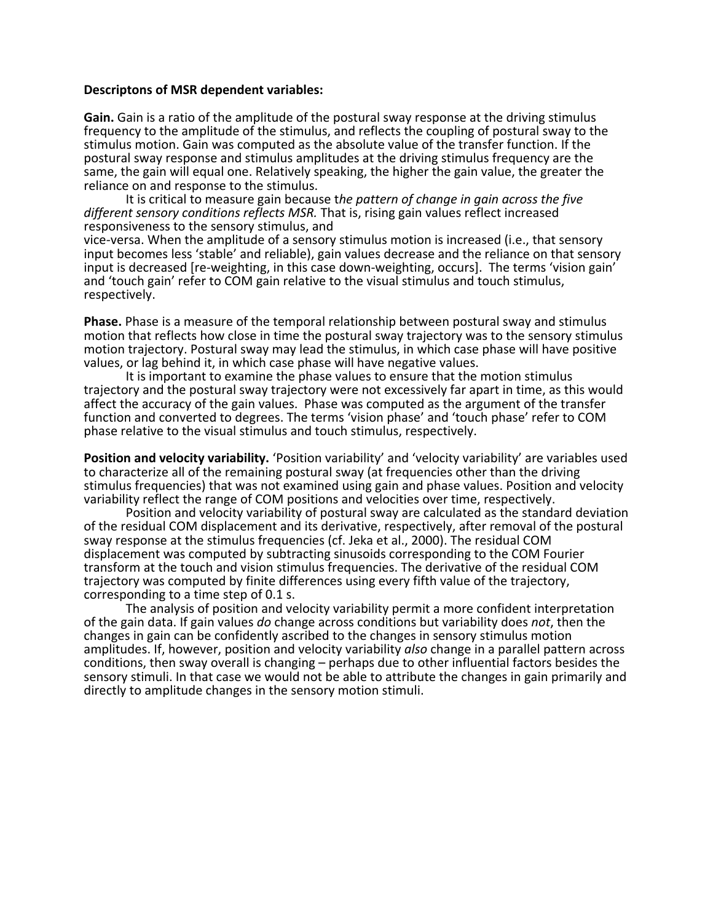**Descriptons of MSR dependent variables:**

**Gain.** Gain is a ratio of the amplitude of the postural sway response at the driving stimulus frequency to the amplitude of the stimulus, and reflects the coupling of postural sway to the stimulus motion. Gain was computed as the absolute value of the transfer function. If the postural sway response and stimulus amplitudes at the driving stimulus frequency are the same, the gain will equal one. Relatively speaking, the higher the gain value, the greater the reliance on and response to the stimulus.

It is critical to measure gain because t*he pattern of change in gain across the five different sensory conditions reflects MSR.* That is, rising gain values reflect increased responsiveness to the sensory stimulus, and vice-versa. When the amplitude of a sensory stimulus motion is increased (i.e., that sensory input becomes less 'stable' and reliable), gain values decrease and the reliance on that sensory input is decreased [re-weighting, in this case down-weighting, occurs]. The terms 'vision gain' and 'touch gain' refer to COM gain relative to the visual stimulus and touch stimulus, respectively.

**Phase.** Phase is a measure of the temporal relationship between postural sway and stimulus motion that reflects how close in time the postural sway trajectory was to the sensory stimulus motion trajectory. Postural sway may lead the stimulus, in which case phase will have positive values, or lag behind it, in which case phase will have negative values.

It is important to examine the phase values to ensure that the motion stimulus trajectory and the postural sway trajectory were not excessively far apart in time, as this would affect the accuracy of the gain values. Phase was computed as the argument of the transfer function and converted to degrees. The terms 'vision phase' and 'touch phase' refer to COM phase relative to the visual stimulus and touch stimulus, respectively.

**Position and velocity variability.** 'Position variability' and 'velocity variability' are variables used to characterize all of the remaining postural sway (at frequencies other than the driving stimulus frequencies) that was not examined using gain and phase values. Position and velocity variability reflect the range of COM positions and velocities over time, respectively.

Position and velocity variability of postural sway are calculated as the standard deviation of the residual COM displacement and its derivative, respectively, after removal of the postural sway response at the stimulus frequencies (cf. Jeka et al., 2000). The residual COM displacement was computed by subtracting sinusoids corresponding to the COM Fourier transform at the touch and vision stimulus frequencies. The derivative of the residual COM trajectory was computed by finite differences using every fifth value of the trajectory, corresponding to a time step of 0.1 s.

The analysis of position and velocity variability permit a more confident interpretation of the gain data. If gain values *do* change across conditions but variability does *not*, then the changes in gain can be confidently ascribed to the changes in sensory stimulus motion amplitudes. If, however, position and velocity variability *also* change in a parallel pattern across conditions, then sway overall is changing – perhaps due to other influential factors besides the sensory stimuli. In that case we would not be able to attribute the changes in gain primarily and directly to amplitude changes in the sensory motion stimuli.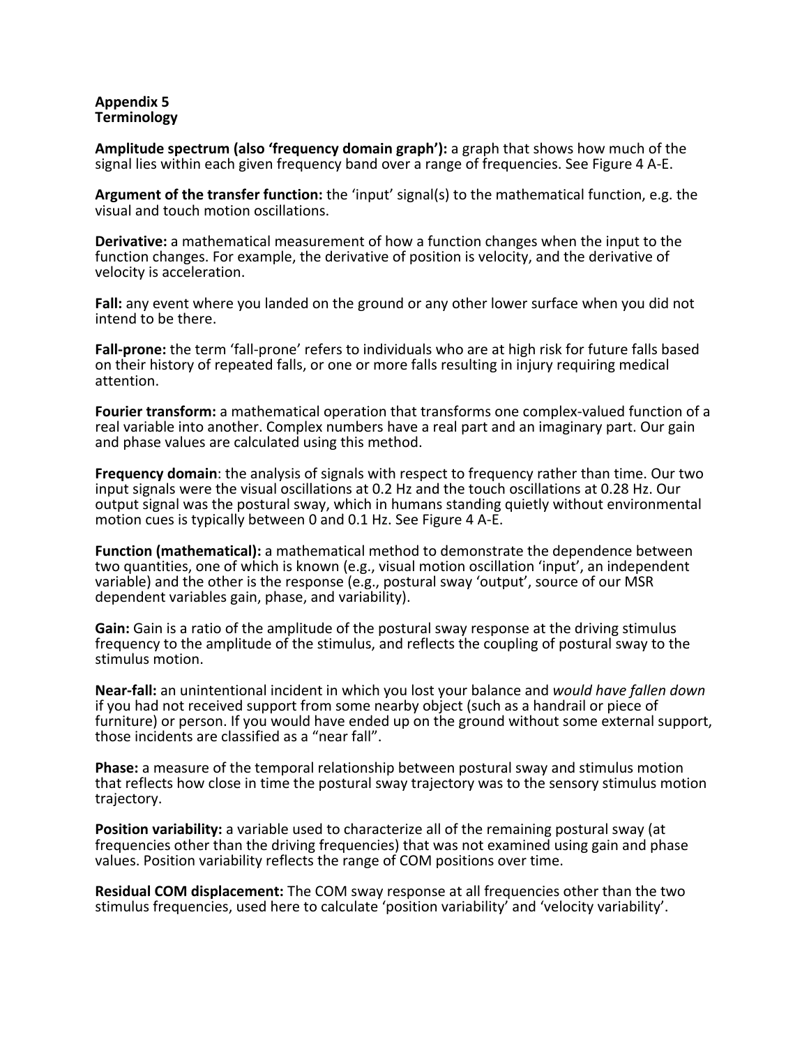## Appendix 5
## Terminology

**Amplitude spectrum (also 'frequency domain graph'):** a graph that shows how much of the signal lies within each given frequency band over a range of frequencies. See Figure 4 A-E.

**Argument of the transfer function:** the 'input' signal(s) to the mathematical function, e.g. the visual and touch motion oscillations.

**Derivative:** a mathematical measurement of how a function changes when the input to the function changes. For example, the derivative of position is velocity, and the derivative of velocity is acceleration.

**Fall:** any event where you landed on the ground or any other lower surface when you did not intend to be there.

**Fall-prone:** the term 'fall-prone' refers to individuals who are at high risk for future falls based on their history of repeated falls, or one or more falls resulting in injury requiring medical attention.

**Fourier transform:** a mathematical operation that transforms one complex-valued function of a real variable into another. Complex numbers have a real part and an imaginary part. Our gain and phase values are calculated using this method.

**Frequency domain**: the analysis of signals with respect to frequency rather than time. Our two input signals were the visual oscillations at 0.2 Hz and the touch oscillations at 0.28 Hz. Our output signal was the postural sway, which in humans standing quietly without environmental motion cues is typically between 0 and 0.1 Hz. See Figure 4 A-E.

**Function (mathematical):** a mathematical method to demonstrate the dependence between two quantities, one of which is known (e.g., visual motion oscillation 'input', an independent variable) and the other is the response (e.g., postural sway 'output', source of our MSR dependent variables gain, phase, and variability).

**Gain:** Gain is a ratio of the amplitude of the postural sway response at the driving stimulus frequency to the amplitude of the stimulus, and reflects the coupling of postural sway to the stimulus motion.

**Near-fall:** an unintentional incident in which you lost your balance and *would have fallen down* if you had not received support from some nearby object (such as a handrail or piece of furniture) or person. If you would have ended up on the ground without some external support, those incidents are classified as a "near fall".

**Phase:** a measure of the temporal relationship between postural sway and stimulus motion that reflects how close in time the postural sway trajectory was to the sensory stimulus motion trajectory.

**Position variability:** a variable used to characterize all of the remaining postural sway (at frequencies other than the driving frequencies) that was not examined using gain and phase values. Position variability reflects the range of COM positions over time.

**Residual COM displacement:** The COM sway response at all frequencies other than the two stimulus frequencies, used here to calculate 'position variability' and 'velocity variability'.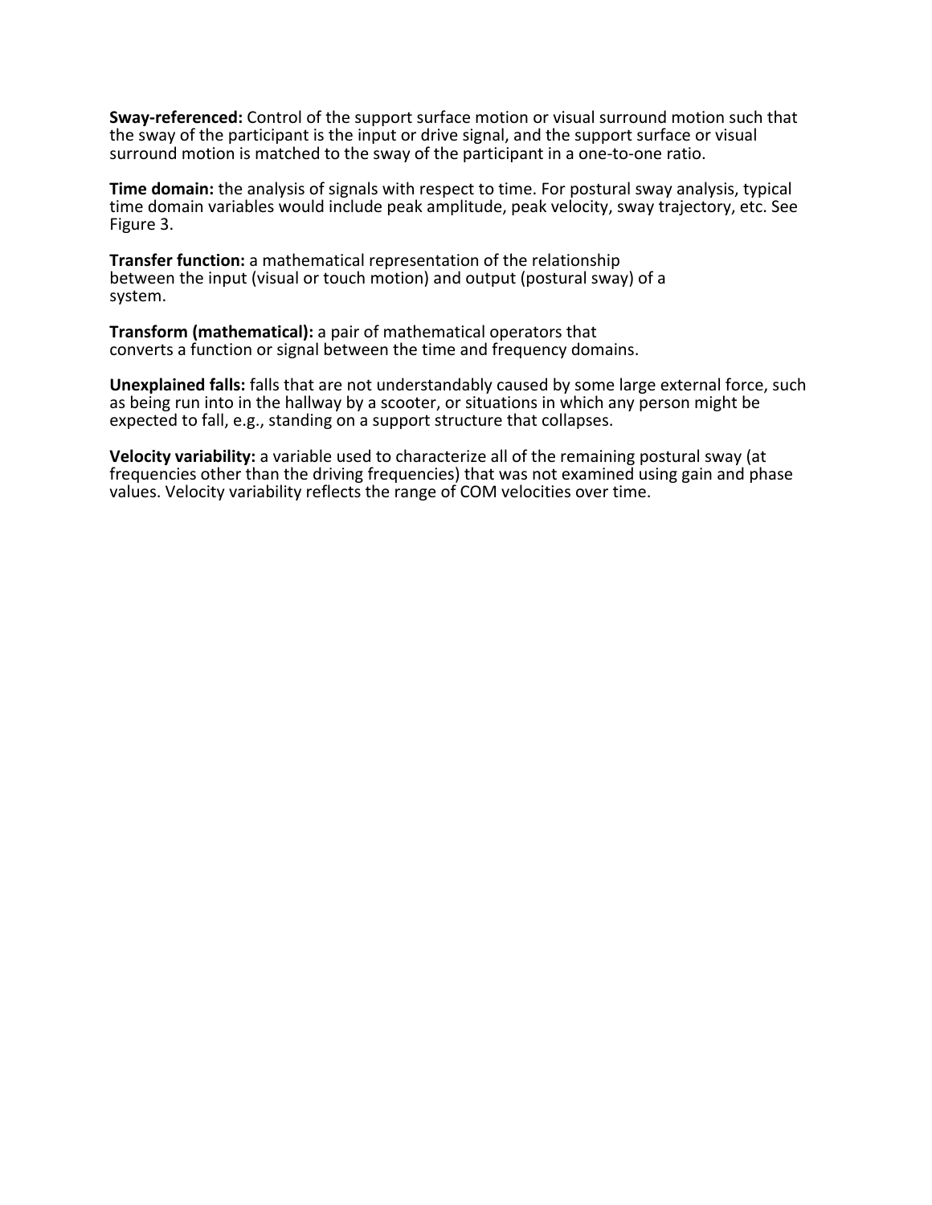**Sway-referenced:** Control of the support surface motion or visual surround motion such that the sway of the participant is the input or drive signal, and the support surface or visual surround motion is matched to the sway of the participant in a one-to-one ratio.

**Time domain:** the analysis of signals with respect to time. For postural sway analysis, typical time domain variables would include peak amplitude, peak velocity, sway trajectory, etc. See Figure 3.

**Transfer function:** a mathematical representation of the relationship between the input (visual or touch motion) and output (postural sway) of a system.

**Transform (mathematical):** a pair of mathematical operators that converts a function or signal between the time and frequency domains.

**Unexplained falls:** falls that are not understandably caused by some large external force, such as being run into in the hallway by a scooter, or situations in which any person might be expected to fall, e.g., standing on a support structure that collapses.

**Velocity variability:** a variable used to characterize all of the remaining postural sway (at frequencies other than the driving frequencies) that was not examined using gain and phase values. Velocity variability reflects the range of COM velocities over time.